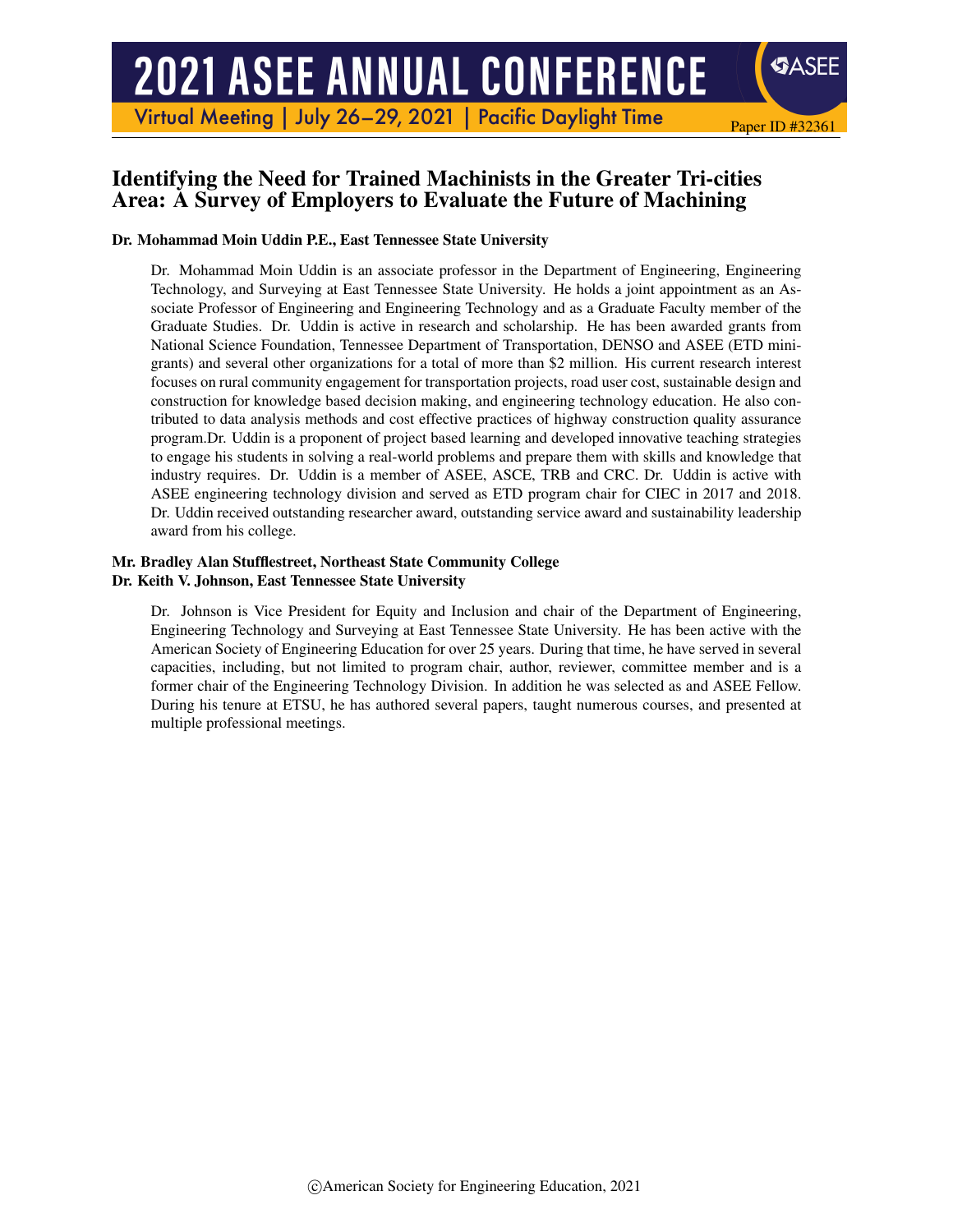# Identifying the Need for Trained Machinists in the Greater Tri-cities Area: A Survey of Employers to Evaluate the Future of Machining

**Dr. Mohammad Moin Uddin P.E., East Tennessee State University**

Dr. Mohammad Moin Uddin is an associate professor in the Department of Engineering, Engineering Technology, and Surveying at East Tennessee State University. He holds a joint appointment as an Associate Professor of Engineering and Engineering Technology and as a Graduate Faculty member of the Graduate Studies. Dr. Uddin is active in research and scholarship. He has been awarded grants from National Science Foundation, Tennessee Department of Transportation, DENSO and ASEE (ETD mini-grants) and several other organizations for a total of more than $2 million. His current research interest focuses on rural community engagement for transportation projects, road user cost, sustainable design and construction for knowledge based decision making, and engineering technology education. He also contributed to data analysis methods and cost effective practices of highway construction quality assurance program.Dr. Uddin is a proponent of project based learning and developed innovative teaching strategies to engage his students in solving a real-world problems and prepare them with skills and knowledge that industry requires. Dr. Uddin is a member of ASEE, ASCE, TRB and CRC. Dr. Uddin is active with ASEE engineering technology division and served as ETD program chair for CIEC in 2017 and 2018. Dr. Uddin received outstanding researcher award, outstanding service award and sustainability leadership award from his college.

**Mr. Bradley Alan Stufflestreet, Northeast State Community College**

**Dr. Keith V. Johnson, East Tennessee State University**

Dr. Johnson is Vice President for Equity and Inclusion and chair of the Department of Engineering, Engineering Technology and Surveying at East Tennessee State University. He has been active with the American Society of Engineering Education for over 25 years. During that time, he have served in several capacities, including, but not limited to program chair, author, reviewer, committee member and is a former chair of the Engineering Technology Division. In addition he was selected as and ASEE Fellow. During his tenure at ETSU, he has authored several papers, taught numerous courses, and presented at multiple professional meetings.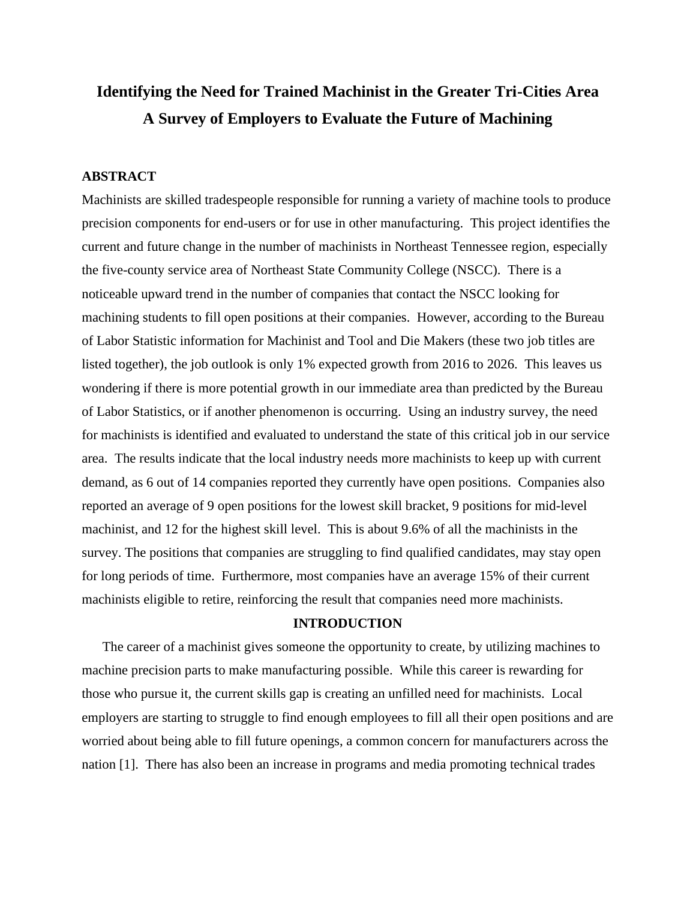# Identifying the Need for Trained Machinist in the Greater Tri-Cities Area
# A Survey of Employers to Evaluate the Future of Machining

## ABSTRACT

Machinists are skilled tradespeople responsible for running a variety of machine tools to produce precision components for end-users or for use in other manufacturing. This project identifies the current and future change in the number of machinists in Northeast Tennessee region, especially the five-county service area of Northeast State Community College (NSCC). There is a noticeable upward trend in the number of companies that contact the NSCC looking for machining students to fill open positions at their companies. However, according to the Bureau of Labor Statistic information for Machinist and Tool and Die Makers (these two job titles are listed together), the job outlook is only 1% expected growth from 2016 to 2026. This leaves us wondering if there is more potential growth in our immediate area than predicted by the Bureau of Labor Statistics, or if another phenomenon is occurring. Using an industry survey, the need for machinists is identified and evaluated to understand the state of this critical job in our service area. The results indicate that the local industry needs more machinists to keep up with current demand, as 6 out of 14 companies reported they currently have open positions. Companies also reported an average of 9 open positions for the lowest skill bracket, 9 positions for mid-level machinist, and 12 for the highest skill level. This is about 9.6% of all the machinists in the survey. The positions that companies are struggling to find qualified candidates, may stay open for long periods of time. Furthermore, most companies have an average 15% of their current machinists eligible to retire, reinforcing the result that companies need more machinists.

## INTRODUCTION

The career of a machinist gives someone the opportunity to create, by utilizing machines to machine precision parts to make manufacturing possible. While this career is rewarding for those who pursue it, the current skills gap is creating an unfilled need for machinists. Local employers are starting to struggle to find enough employees to fill all their open positions and are worried about being able to fill future openings, a common concern for manufacturers across the nation [1]. There has also been an increase in programs and media promoting technical trades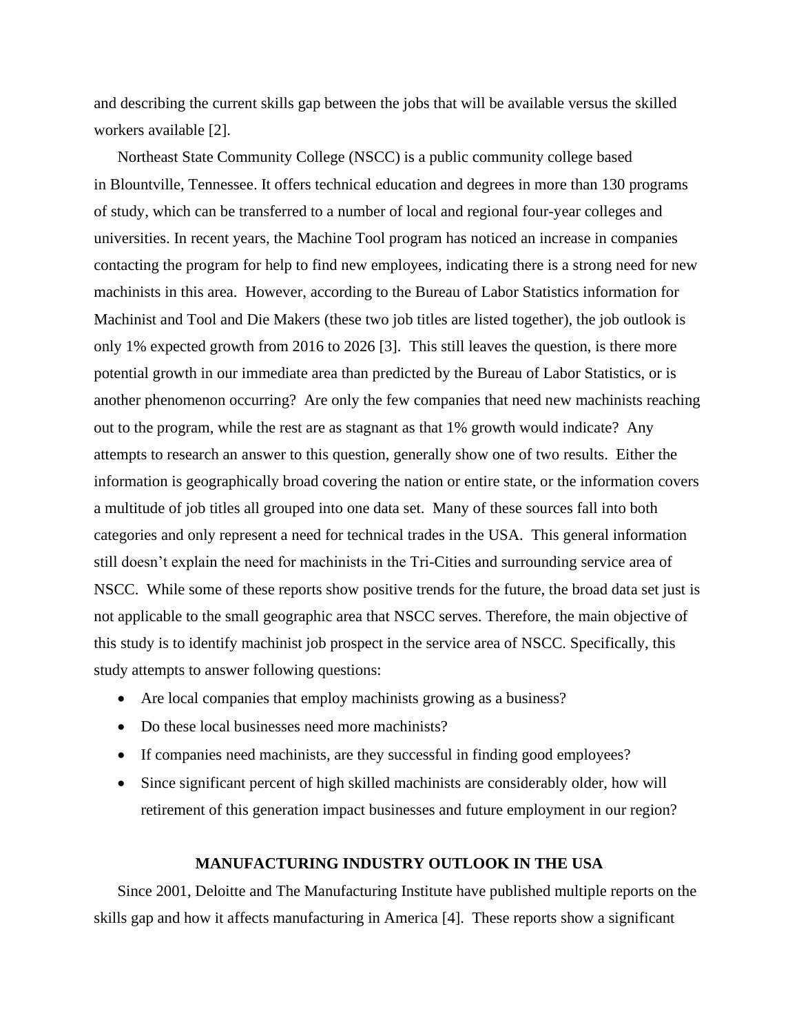and describing the current skills gap between the jobs that will be available versus the skilled workers available [2].

Northeast State Community College (NSCC) is a public community college based in Blountville, Tennessee. It offers technical education and degrees in more than 130 programs of study, which can be transferred to a number of local and regional four-year colleges and universities. In recent years, the Machine Tool program has noticed an increase in companies contacting the program for help to find new employees, indicating there is a strong need for new machinists in this area. However, according to the Bureau of Labor Statistics information for Machinist and Tool and Die Makers (these two job titles are listed together), the job outlook is only 1% expected growth from 2016 to 2026 [3]. This still leaves the question, is there more potential growth in our immediate area than predicted by the Bureau of Labor Statistics, or is another phenomenon occurring? Are only the few companies that need new machinists reaching out to the program, while the rest are as stagnant as that 1% growth would indicate? Any attempts to research an answer to this question, generally show one of two results. Either the information is geographically broad covering the nation or entire state, or the information covers a multitude of job titles all grouped into one data set. Many of these sources fall into both categories and only represent a need for technical trades in the USA. This general information still doesn't explain the need for machinists in the Tri-Cities and surrounding service area of NSCC. While some of these reports show positive trends for the future, the broad data set just is not applicable to the small geographic area that NSCC serves. Therefore, the main objective of this study is to identify machinist job prospect in the service area of NSCC. Specifically, this study attempts to answer following questions:

- Are local companies that employ machinists growing as a business?
- Do these local businesses need more machinists?
- If companies need machinists, are they successful in finding good employees?
- Since significant percent of high skilled machinists are considerably older, how will retirement of this generation impact businesses and future employment in our region?

## MANUFACTURING INDUSTRY OUTLOOK IN THE USA

Since 2001, Deloitte and The Manufacturing Institute have published multiple reports on the skills gap and how it affects manufacturing in America [4]. These reports show a significant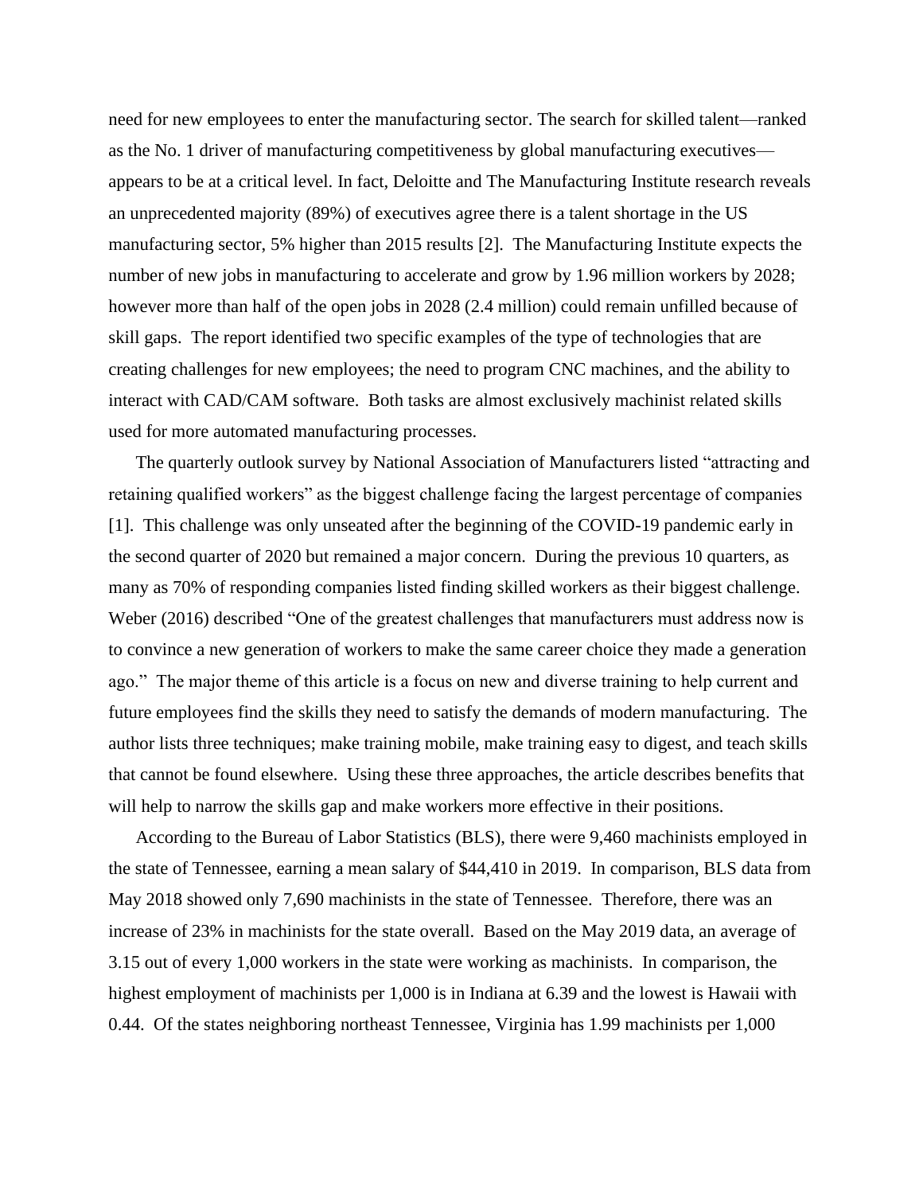need for new employees to enter the manufacturing sector. The search for skilled talent—ranked as the No. 1 driver of manufacturing competitiveness by global manufacturing executives—appears to be at a critical level. In fact, Deloitte and The Manufacturing Institute research reveals an unprecedented majority (89%) of executives agree there is a talent shortage in the US manufacturing sector, 5% higher than 2015 results [2]. The Manufacturing Institute expects the number of new jobs in manufacturing to accelerate and grow by 1.96 million workers by 2028; however more than half of the open jobs in 2028 (2.4 million) could remain unfilled because of skill gaps. The report identified two specific examples of the type of technologies that are creating challenges for new employees; the need to program CNC machines, and the ability to interact with CAD/CAM software. Both tasks are almost exclusively machinist related skills used for more automated manufacturing processes.

The quarterly outlook survey by National Association of Manufacturers listed "attracting and retaining qualified workers" as the biggest challenge facing the largest percentage of companies [1]. This challenge was only unseated after the beginning of the COVID-19 pandemic early in the second quarter of 2020 but remained a major concern. During the previous 10 quarters, as many as 70% of responding companies listed finding skilled workers as their biggest challenge. Weber (2016) described "One of the greatest challenges that manufacturers must address now is to convince a new generation of workers to make the same career choice they made a generation ago." The major theme of this article is a focus on new and diverse training to help current and future employees find the skills they need to satisfy the demands of modern manufacturing. The author lists three techniques; make training mobile, make training easy to digest, and teach skills that cannot be found elsewhere. Using these three approaches, the article describes benefits that will help to narrow the skills gap and make workers more effective in their positions.

According to the Bureau of Labor Statistics (BLS), there were 9,460 machinists employed in the state of Tennessee, earning a mean salary of $44,410 in 2019. In comparison, BLS data from May 2018 showed only 7,690 machinists in the state of Tennessee. Therefore, there was an increase of 23% in machinists for the state overall. Based on the May 2019 data, an average of 3.15 out of every 1,000 workers in the state were working as machinists. In comparison, the highest employment of machinists per 1,000 is in Indiana at 6.39 and the lowest is Hawaii with 0.44. Of the states neighboring northeast Tennessee, Virginia has 1.99 machinists per 1,000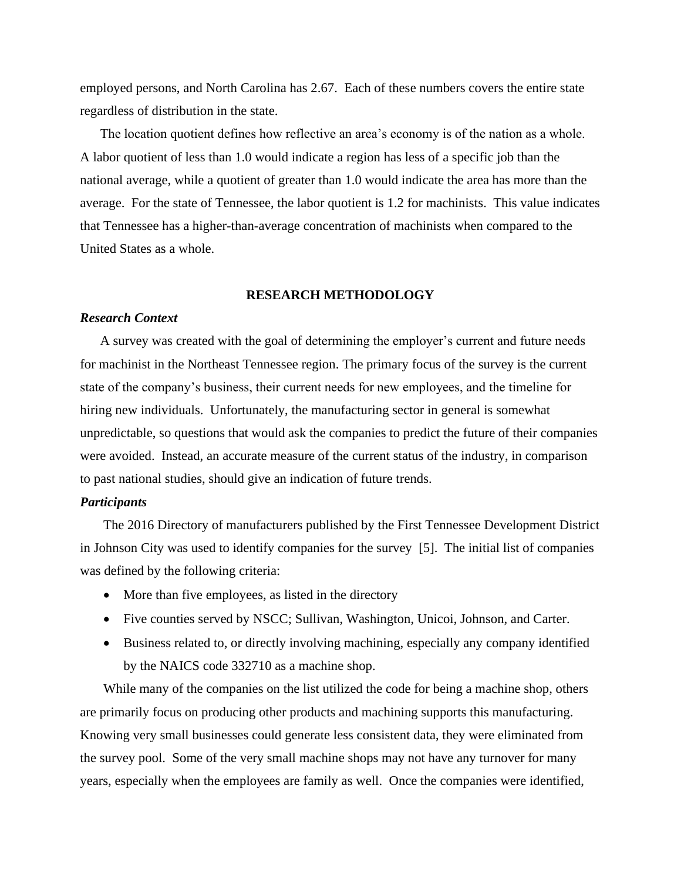employed persons, and North Carolina has 2.67. Each of these numbers covers the entire state regardless of distribution in the state.

The location quotient defines how reflective an area's economy is of the nation as a whole. A labor quotient of less than 1.0 would indicate a region has less of a specific job than the national average, while a quotient of greater than 1.0 would indicate the area has more than the average. For the state of Tennessee, the labor quotient is 1.2 for machinists. This value indicates that Tennessee has a higher-than-average concentration of machinists when compared to the United States as a whole.

## RESEARCH METHODOLOGY

### *Research Context*

A survey was created with the goal of determining the employer's current and future needs for machinist in the Northeast Tennessee region. The primary focus of the survey is the current state of the company's business, their current needs for new employees, and the timeline for hiring new individuals. Unfortunately, the manufacturing sector in general is somewhat unpredictable, so questions that would ask the companies to predict the future of their companies were avoided. Instead, an accurate measure of the current status of the industry, in comparison to past national studies, should give an indication of future trends.

### *Participants*

The 2016 Directory of manufacturers published by the First Tennessee Development District in Johnson City was used to identify companies for the survey [5]. The initial list of companies was defined by the following criteria:

- More than five employees, as listed in the directory
- Five counties served by NSCC; Sullivan, Washington, Unicoi, Johnson, and Carter.
- Business related to, or directly involving machining, especially any company identified by the NAICS code 332710 as a machine shop.

While many of the companies on the list utilized the code for being a machine shop, others are primarily focus on producing other products and machining supports this manufacturing. Knowing very small businesses could generate less consistent data, they were eliminated from the survey pool. Some of the very small machine shops may not have any turnover for many years, especially when the employees are family as well. Once the companies were identified,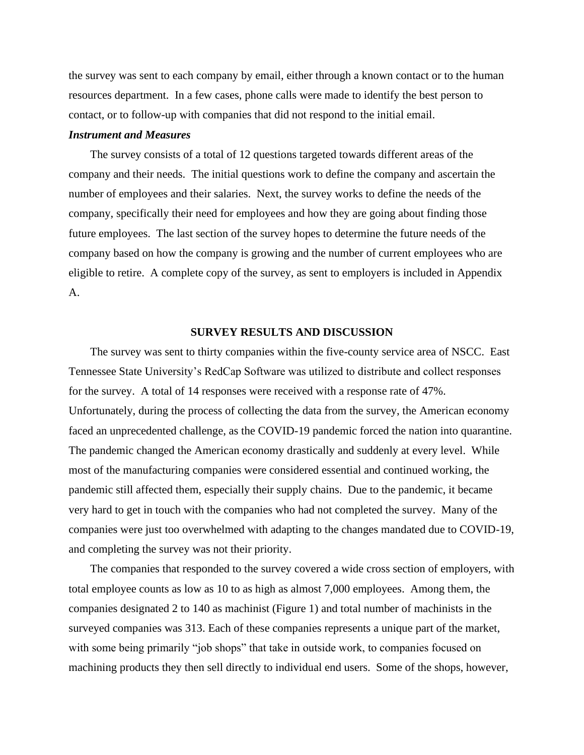the survey was sent to each company by email, either through a known contact or to the human resources department. In a few cases, phone calls were made to identify the best person to contact, or to follow-up with companies that did not respond to the initial email.

### *Instrument and Measures*

The survey consists of a total of 12 questions targeted towards different areas of the company and their needs. The initial questions work to define the company and ascertain the number of employees and their salaries. Next, the survey works to define the needs of the company, specifically their need for employees and how they are going about finding those future employees. The last section of the survey hopes to determine the future needs of the company based on how the company is growing and the number of current employees who are eligible to retire. A complete copy of the survey, as sent to employers is included in Appendix A.

## SURVEY RESULTS AND DISCUSSION

The survey was sent to thirty companies within the five-county service area of NSCC. East Tennessee State University's RedCap Software was utilized to distribute and collect responses for the survey. A total of 14 responses were received with a response rate of 47%. Unfortunately, during the process of collecting the data from the survey, the American economy faced an unprecedented challenge, as the COVID-19 pandemic forced the nation into quarantine. The pandemic changed the American economy drastically and suddenly at every level. While most of the manufacturing companies were considered essential and continued working, the pandemic still affected them, especially their supply chains. Due to the pandemic, it became very hard to get in touch with the companies who had not completed the survey. Many of the companies were just too overwhelmed with adapting to the changes mandated due to COVID-19, and completing the survey was not their priority.

The companies that responded to the survey covered a wide cross section of employers, with total employee counts as low as 10 to as high as almost 7,000 employees. Among them, the companies designated 2 to 140 as machinist (Figure 1) and total number of machinists in the surveyed companies was 313. Each of these companies represents a unique part of the market, with some being primarily "job shops" that take in outside work, to companies focused on machining products they then sell directly to individual end users. Some of the shops, however,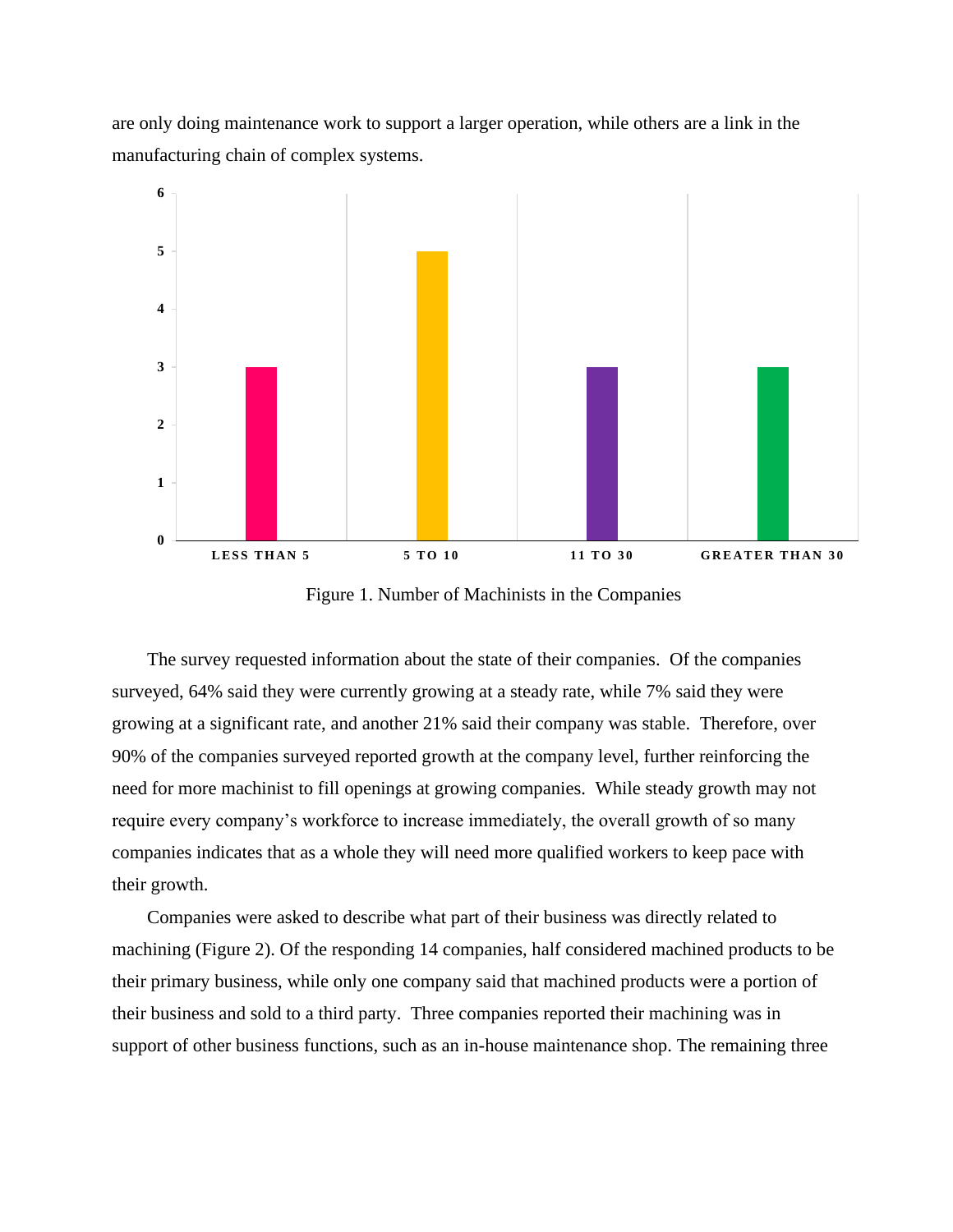are only doing maintenance work to support a larger operation, while others are a link in the manufacturing chain of complex systems.

| Number of Machinists | Companies |
| --- | --- |
| LESS THAN 5 | 3 |
| 5 TO 10 | 5 |
| 11 TO 30 | 3 |
| GREATER THAN 30 | 3 |

Figure 1. Number of Machinists in the Companies

The survey requested information about the state of their companies. Of the companies surveyed, 64% said they were currently growing at a steady rate, while 7% said they were growing at a significant rate, and another 21% said their company was stable. Therefore, over 90% of the companies surveyed reported growth at the company level, further reinforcing the need for more machinist to fill openings at growing companies. While steady growth may not require every company's workforce to increase immediately, the overall growth of so many companies indicates that as a whole they will need more qualified workers to keep pace with their growth.

Companies were asked to describe what part of their business was directly related to machining (Figure 2). Of the responding 14 companies, half considered machined products to be their primary business, while only one company said that machined products were a portion of their business and sold to a third party. Three companies reported their machining was in support of other business functions, such as an in-house maintenance shop. The remaining three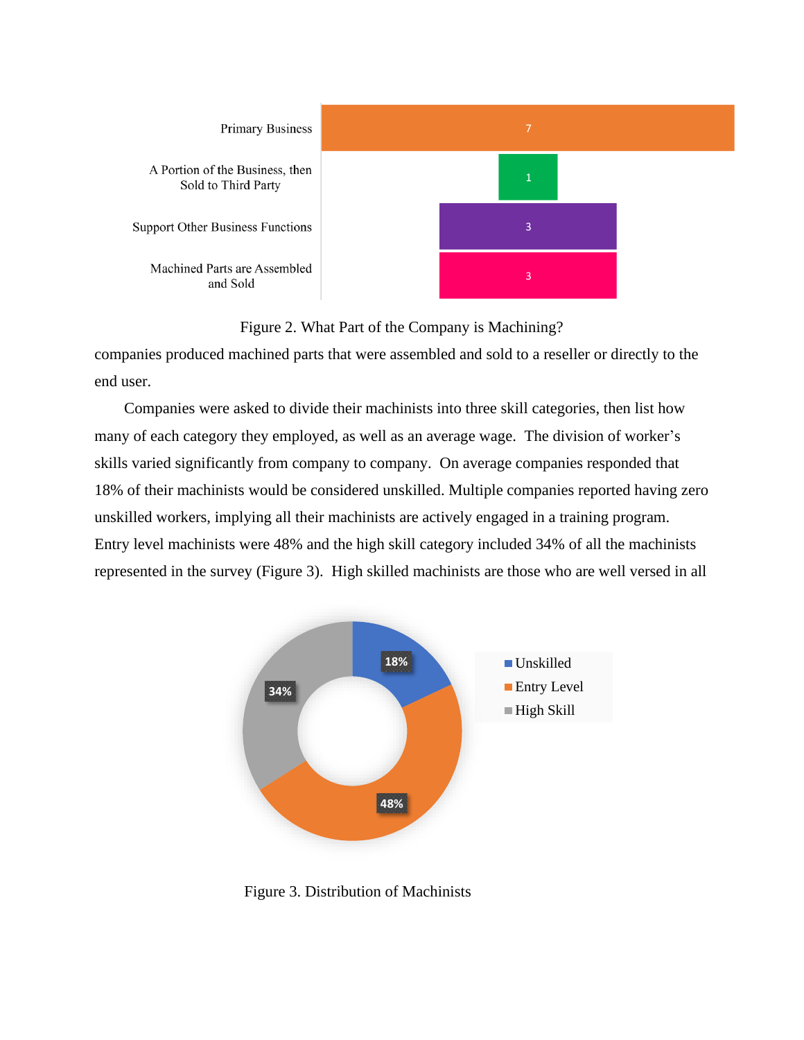Figure 2. What Part of the Company is Machining?

companies produced machined parts that were assembled and sold to a reseller or directly to the end user.

Companies were asked to divide their machinists into three skill categories, then list how many of each category they employed, as well as an average wage. The division of worker's skills varied significantly from company to company. On average companies responded that 18% of their machinists would be considered unskilled. Multiple companies reported having zero unskilled workers, implying all their machinists are actively engaged in a training program. Entry level machinists were 48% and the high skill category included 34% of all the machinists represented in the survey (Figure 3). High skilled machinists are those who are well versed in all

Figure 3. Distribution of Machinists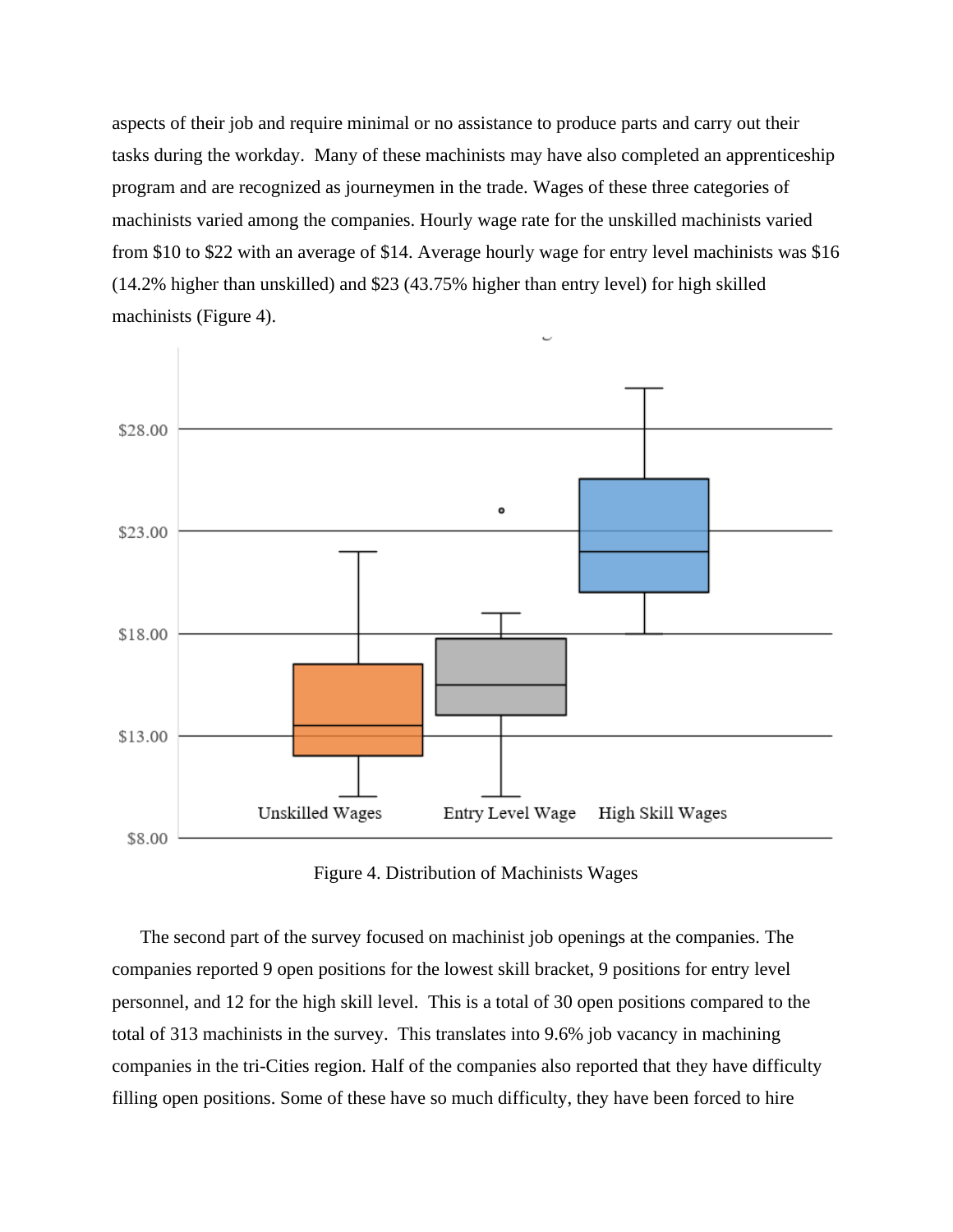aspects of their job and require minimal or no assistance to produce parts and carry out their tasks during the workday. Many of these machinists may have also completed an apprenticeship program and are recognized as journeymen in the trade. Wages of these three categories of machinists varied among the companies. Hourly wage rate for the unskilled machinists varied from $10 to $22 with an average of $14. Average hourly wage for entry level machinists was $16 (14.2% higher than unskilled) and $23 (43.75% higher than entry level) for high skilled machinists (Figure 4).

Figure 4. Distribution of Machinists Wages

The second part of the survey focused on machinist job openings at the companies. The companies reported 9 open positions for the lowest skill bracket, 9 positions for entry level personnel, and 12 for the high skill level. This is a total of 30 open positions compared to the total of 313 machinists in the survey. This translates into 9.6% job vacancy in machining companies in the tri-Cities region. Half of the companies also reported that they have difficulty filling open positions. Some of these have so much difficulty, they have been forced to hire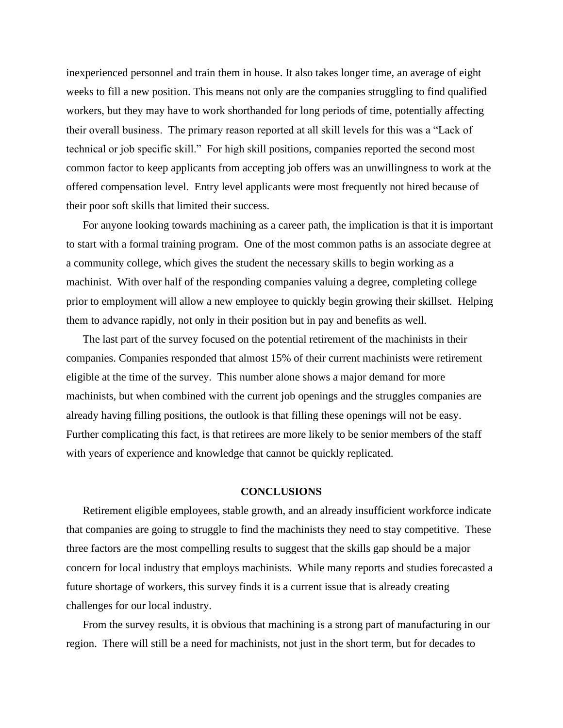inexperienced personnel and train them in house. It also takes longer time, an average of eight weeks to fill a new position. This means not only are the companies struggling to find qualified workers, but they may have to work shorthanded for long periods of time, potentially affecting their overall business. The primary reason reported at all skill levels for this was a "Lack of technical or job specific skill." For high skill positions, companies reported the second most common factor to keep applicants from accepting job offers was an unwillingness to work at the offered compensation level. Entry level applicants were most frequently not hired because of their poor soft skills that limited their success.

For anyone looking towards machining as a career path, the implication is that it is important to start with a formal training program. One of the most common paths is an associate degree at a community college, which gives the student the necessary skills to begin working as a machinist. With over half of the responding companies valuing a degree, completing college prior to employment will allow a new employee to quickly begin growing their skillset. Helping them to advance rapidly, not only in their position but in pay and benefits as well.

The last part of the survey focused on the potential retirement of the machinists in their companies. Companies responded that almost 15% of their current machinists were retirement eligible at the time of the survey. This number alone shows a major demand for more machinists, but when combined with the current job openings and the struggles companies are already having filling positions, the outlook is that filling these openings will not be easy. Further complicating this fact, is that retirees are more likely to be senior members of the staff with years of experience and knowledge that cannot be quickly replicated.

## CONCLUSIONS

Retirement eligible employees, stable growth, and an already insufficient workforce indicate that companies are going to struggle to find the machinists they need to stay competitive. These three factors are the most compelling results to suggest that the skills gap should be a major concern for local industry that employs machinists. While many reports and studies forecasted a future shortage of workers, this survey finds it is a current issue that is already creating challenges for our local industry.

From the survey results, it is obvious that machining is a strong part of manufacturing in our region. There will still be a need for machinists, not just in the short term, but for decades to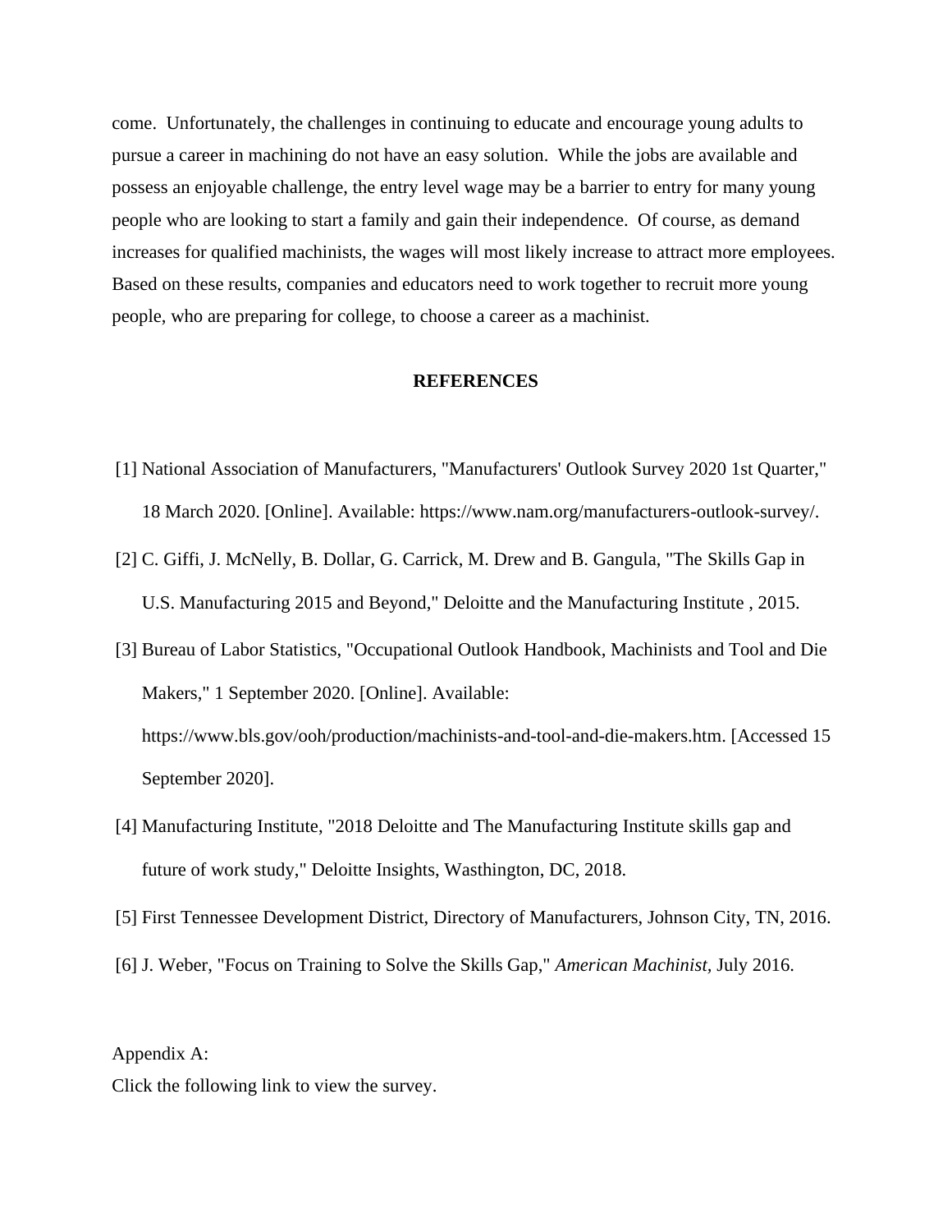come. Unfortunately, the challenges in continuing to educate and encourage young adults to pursue a career in machining do not have an easy solution. While the jobs are available and possess an enjoyable challenge, the entry level wage may be a barrier to entry for many young people who are looking to start a family and gain their independence. Of course, as demand increases for qualified machinists, the wages will most likely increase to attract more employees. Based on these results, companies and educators need to work together to recruit more young people, who are preparing for college, to choose a career as a machinist.

## REFERENCES

[1] National Association of Manufacturers, "Manufacturers' Outlook Survey 2020 1st Quarter," 18 March 2020. [Online]. Available: https://www.nam.org/manufacturers-outlook-survey/.

[2] C. Giffi, J. McNelly, B. Dollar, G. Carrick, M. Drew and B. Gangula, "The Skills Gap in U.S. Manufacturing 2015 and Beyond," Deloitte and the Manufacturing Institute , 2015.

[3] Bureau of Labor Statistics, "Occupational Outlook Handbook, Machinists and Tool and Die Makers," 1 September 2020. [Online]. Available: https://www.bls.gov/ooh/production/machinists-and-tool-and-die-makers.htm. [Accessed 15 September 2020].

[4] Manufacturing Institute, "2018 Deloitte and The Manufacturing Institute skills gap and future of work study," Deloitte Insights, Wasthington, DC, 2018.

[5] First Tennessee Development District, Directory of Manufacturers, Johnson City, TN, 2016.

[6] J. Weber, "Focus on Training to Solve the Skills Gap," *American Machinist*, July 2016.

Appendix A:

Click the following link to view the survey.